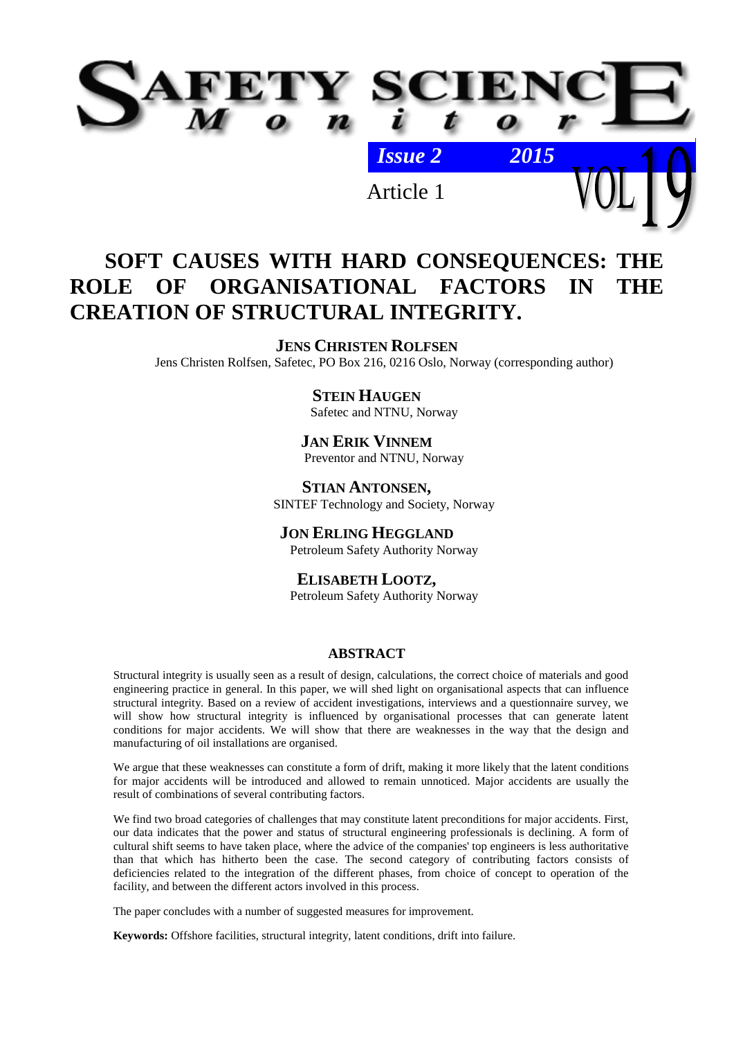# SOFT CAUSES WITH HARD CONSEQUENCES: THE ROLE OF ORGANISATIONAL FACTORS IN THE CREATION OF STRUCTURAL INTEGRITY.

**JENS CHRISTEN ROLFSEN**

Jens Christen Rolfsen, Safetec, PO Box 216, 0216 Oslo, Norway (corresponding author)

**STEIN HAUGEN**

Safetec and NTNU, Norway

**JAN ERIK VINNEM**

Preventor and NTNU, Norway

**STIAN ANTONSEN,**

SINTEF Technology and Society, Norway

**JON ERLING HEGGLAND**

Petroleum Safety Authority Norway

**ELISABETH LOOTZ,**

Petroleum Safety Authority Norway

## ABSTRACT

Structural integrity is usually seen as a result of design, calculations, the correct choice of materials and good engineering practice in general. In this paper, we will shed light on organisational aspects that can influence structural integrity. Based on a review of accident investigations, interviews and a questionnaire survey, we will show how structural integrity is influenced by organisational processes that can generate latent conditions for major accidents. We will show that there are weaknesses in the way that the design and manufacturing of oil installations are organised.

We argue that these weaknesses can constitute a form of drift, making it more likely that the latent conditions for major accidents will be introduced and allowed to remain unnoticed. Major accidents are usually the result of combinations of several contributing factors.

We find two broad categories of challenges that may constitute latent preconditions for major accidents. First, our data indicates that the power and status of structural engineering professionals is declining. A form of cultural shift seems to have taken place, where the advice of the companies' top engineers is less authoritative than that which has hitherto been the case. The second category of contributing factors consists of deficiencies related to the integration of the different phases, from choice of concept to operation of the facility, and between the different actors involved in this process.

The paper concludes with a number of suggested measures for improvement.

**Keywords:** Offshore facilities, structural integrity, latent conditions, drift into failure.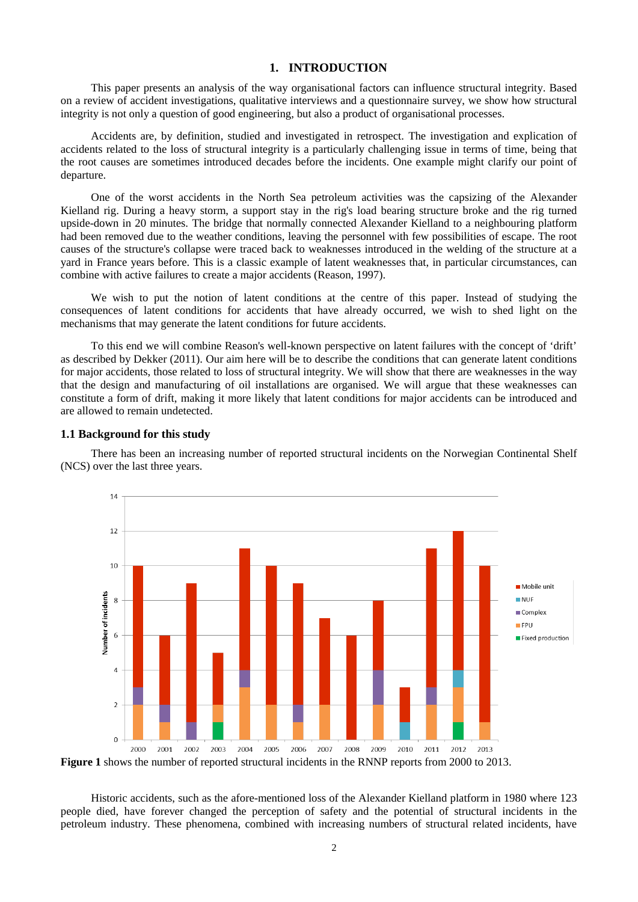# 1. INTRODUCTION

This paper presents an analysis of the way organisational factors can influence structural integrity. Based on a review of accident investigations, qualitative interviews and a questionnaire survey, we show how structural integrity is not only a question of good engineering, but also a product of organisational processes.

Accidents are, by definition, studied and investigated in retrospect. The investigation and explication of accidents related to the loss of structural integrity is a particularly challenging issue in terms of time, being that the root causes are sometimes introduced decades before the incidents. One example might clarify our point of departure.

One of the worst accidents in the North Sea petroleum activities was the capsizing of the Alexander Kielland rig. During a heavy storm, a support stay in the rig's load bearing structure broke and the rig turned upside-down in 20 minutes. The bridge that normally connected Alexander Kielland to a neighbouring platform had been removed due to the weather conditions, leaving the personnel with few possibilities of escape. The root causes of the structure's collapse were traced back to weaknesses introduced in the welding of the structure at a yard in France years before. This is a classic example of latent weaknesses that, in particular circumstances, can combine with active failures to create a major accidents (Reason, 1997).

We wish to put the notion of latent conditions at the centre of this paper. Instead of studying the consequences of latent conditions for accidents that have already occurred, we wish to shed light on the mechanisms that may generate the latent conditions for future accidents.

To this end we will combine Reason's well-known perspective on latent failures with the concept of 'drift' as described by Dekker (2011). Our aim here will be to describe the conditions that can generate latent conditions for major accidents, those related to loss of structural integrity. We will show that there are weaknesses in the way that the design and manufacturing of oil installations are organised. We will argue that these weaknesses can constitute a form of drift, making it more likely that latent conditions for major accidents can be introduced and are allowed to remain undetected.

## 1.1 Background for this study

There has been an increasing number of reported structural incidents on the Norwegian Continental Shelf (NCS) over the last three years.

**Figure 1** shows the number of reported structural incidents in the RNNP reports from 2000 to 2013.

Historic accidents, such as the afore-mentioned loss of the Alexander Kielland platform in 1980 where 123 people died, have forever changed the perception of safety and the potential of structural incidents in the petroleum industry. These phenomena, combined with increasing numbers of structural related incidents, have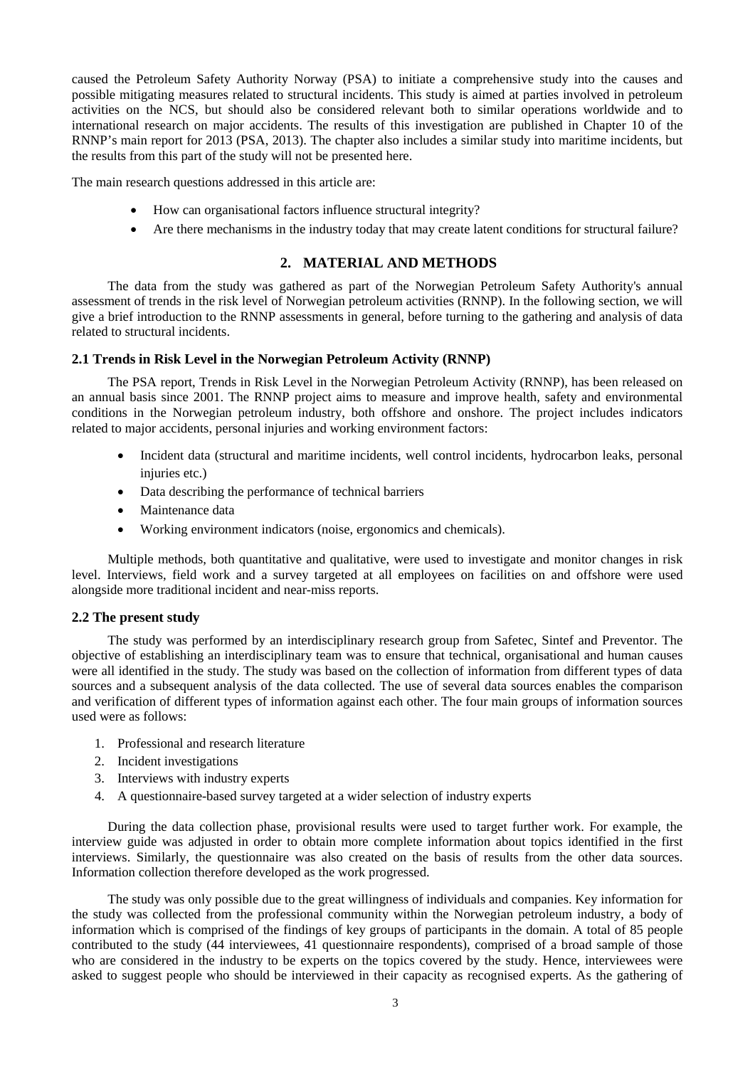caused the Petroleum Safety Authority Norway (PSA) to initiate a comprehensive study into the causes and possible mitigating measures related to structural incidents. This study is aimed at parties involved in petroleum activities on the NCS, but should also be considered relevant both to similar operations worldwide and to international research on major accidents. The results of this investigation are published in Chapter 10 of the RNNP's main report for 2013 (PSA, 2013). The chapter also includes a similar study into maritime incidents, but the results from this part of the study will not be presented here.

The main research questions addressed in this article are:

- How can organisational factors influence structural integrity?
- Are there mechanisms in the industry today that may create latent conditions for structural failure?

## 2. MATERIAL AND METHODS

The data from the study was gathered as part of the Norwegian Petroleum Safety Authority's annual assessment of trends in the risk level of Norwegian petroleum activities (RNNP). In the following section, we will give a brief introduction to the RNNP assessments in general, before turning to the gathering and analysis of data related to structural incidents.

### 2.1 Trends in Risk Level in the Norwegian Petroleum Activity (RNNP)

The PSA report, Trends in Risk Level in the Norwegian Petroleum Activity (RNNP), has been released on an annual basis since 2001. The RNNP project aims to measure and improve health, safety and environmental conditions in the Norwegian petroleum industry, both offshore and onshore. The project includes indicators related to major accidents, personal injuries and working environment factors:

- Incident data (structural and maritime incidents, well control incidents, hydrocarbon leaks, personal injuries etc.)
- Data describing the performance of technical barriers
- Maintenance data
- Working environment indicators (noise, ergonomics and chemicals).

Multiple methods, both quantitative and qualitative, were used to investigate and monitor changes in risk level. Interviews, field work and a survey targeted at all employees on facilities on and offshore were used alongside more traditional incident and near-miss reports.

### 2.2 The present study

The study was performed by an interdisciplinary research group from Safetec, Sintef and Preventor. The objective of establishing an interdisciplinary team was to ensure that technical, organisational and human causes were all identified in the study. The study was based on the collection of information from different types of data sources and a subsequent analysis of the data collected. The use of several data sources enables the comparison and verification of different types of information against each other. The four main groups of information sources used were as follows:

1. Professional and research literature
2. Incident investigations
3. Interviews with industry experts
4. A questionnaire-based survey targeted at a wider selection of industry experts

During the data collection phase, provisional results were used to target further work. For example, the interview guide was adjusted in order to obtain more complete information about topics identified in the first interviews. Similarly, the questionnaire was also created on the basis of results from the other data sources. Information collection therefore developed as the work progressed.

The study was only possible due to the great willingness of individuals and companies. Key information for the study was collected from the professional community within the Norwegian petroleum industry, a body of information which is comprised of the findings of key groups of participants in the domain. A total of 85 people contributed to the study (44 interviewees, 41 questionnaire respondents), comprised of a broad sample of those who are considered in the industry to be experts on the topics covered by the study. Hence, interviewees were asked to suggest people who should be interviewed in their capacity as recognised experts. As the gathering of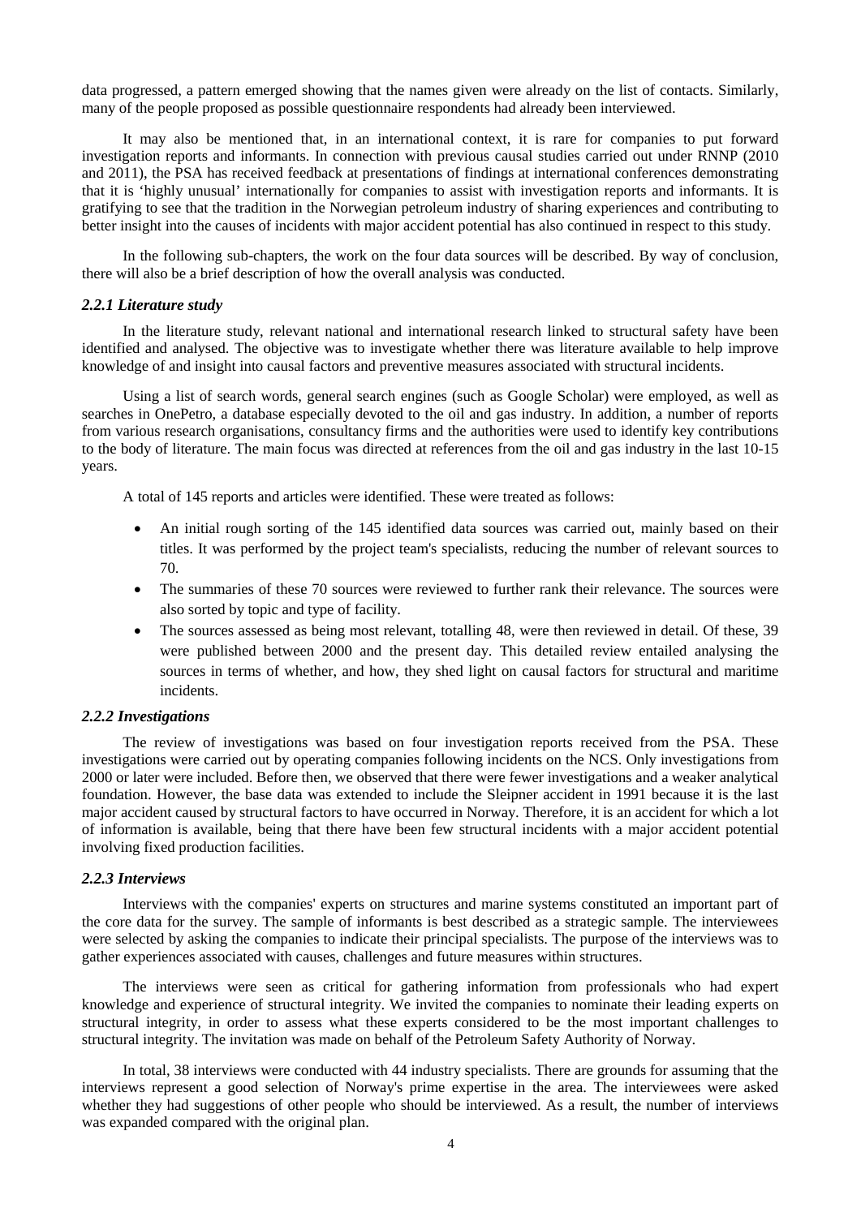data progressed, a pattern emerged showing that the names given were already on the list of contacts. Similarly, many of the people proposed as possible questionnaire respondents had already been interviewed.

It may also be mentioned that, in an international context, it is rare for companies to put forward investigation reports and informants. In connection with previous causal studies carried out under RNNP (2010 and 2011), the PSA has received feedback at presentations of findings at international conferences demonstrating that it is 'highly unusual' internationally for companies to assist with investigation reports and informants. It is gratifying to see that the tradition in the Norwegian petroleum industry of sharing experiences and contributing to better insight into the causes of incidents with major accident potential has also continued in respect to this study.

In the following sub-chapters, the work on the four data sources will be described. By way of conclusion, there will also be a brief description of how the overall analysis was conducted.

### *2.2.1 Literature study*

In the literature study, relevant national and international research linked to structural safety have been identified and analysed. The objective was to investigate whether there was literature available to help improve knowledge of and insight into causal factors and preventive measures associated with structural incidents.

Using a list of search words, general search engines (such as Google Scholar) were employed, as well as searches in OnePetro, a database especially devoted to the oil and gas industry. In addition, a number of reports from various research organisations, consultancy firms and the authorities were used to identify key contributions to the body of literature. The main focus was directed at references from the oil and gas industry in the last 10-15 years.

A total of 145 reports and articles were identified. These were treated as follows:

- An initial rough sorting of the 145 identified data sources was carried out, mainly based on their titles. It was performed by the project team's specialists, reducing the number of relevant sources to 70.
- The summaries of these 70 sources were reviewed to further rank their relevance. The sources were also sorted by topic and type of facility.
- The sources assessed as being most relevant, totalling 48, were then reviewed in detail. Of these, 39 were published between 2000 and the present day. This detailed review entailed analysing the sources in terms of whether, and how, they shed light on causal factors for structural and maritime incidents.

### *2.2.2 Investigations*

The review of investigations was based on four investigation reports received from the PSA. These investigations were carried out by operating companies following incidents on the NCS. Only investigations from 2000 or later were included. Before then, we observed that there were fewer investigations and a weaker analytical foundation. However, the base data was extended to include the Sleipner accident in 1991 because it is the last major accident caused by structural factors to have occurred in Norway. Therefore, it is an accident for which a lot of information is available, being that there have been few structural incidents with a major accident potential involving fixed production facilities.

### *2.2.3 Interviews*

Interviews with the companies' experts on structures and marine systems constituted an important part of the core data for the survey. The sample of informants is best described as a strategic sample. The interviewees were selected by asking the companies to indicate their principal specialists. The purpose of the interviews was to gather experiences associated with causes, challenges and future measures within structures.

The interviews were seen as critical for gathering information from professionals who had expert knowledge and experience of structural integrity. We invited the companies to nominate their leading experts on structural integrity, in order to assess what these experts considered to be the most important challenges to structural integrity. The invitation was made on behalf of the Petroleum Safety Authority of Norway.

In total, 38 interviews were conducted with 44 industry specialists. There are grounds for assuming that the interviews represent a good selection of Norway's prime expertise in the area. The interviewees were asked whether they had suggestions of other people who should be interviewed. As a result, the number of interviews was expanded compared with the original plan.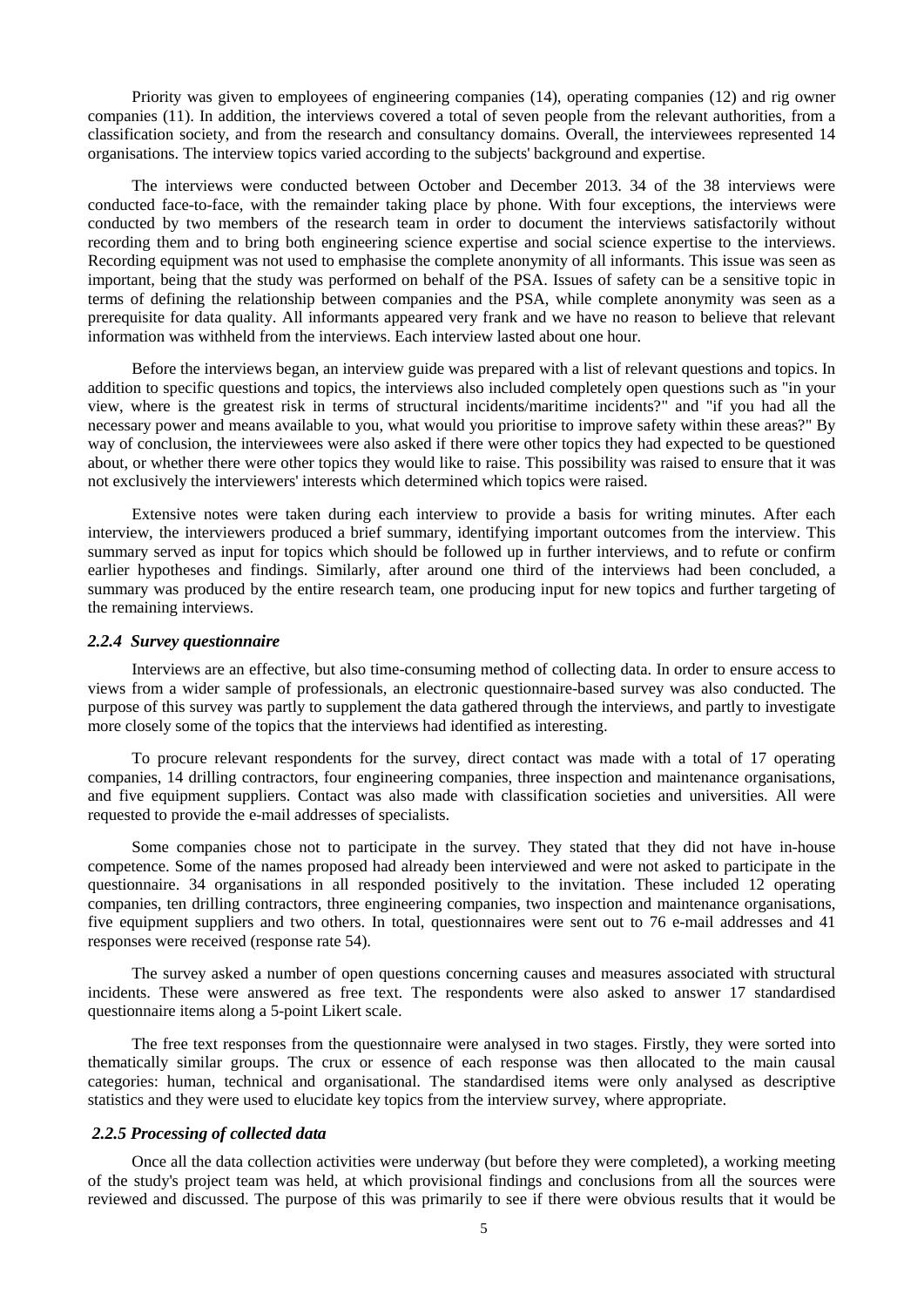Priority was given to employees of engineering companies (14), operating companies (12) and rig owner companies (11). In addition, the interviews covered a total of seven people from the relevant authorities, from a classification society, and from the research and consultancy domains. Overall, the interviewees represented 14 organisations. The interview topics varied according to the subjects' background and expertise.

The interviews were conducted between October and December 2013. 34 of the 38 interviews were conducted face-to-face, with the remainder taking place by phone. With four exceptions, the interviews were conducted by two members of the research team in order to document the interviews satisfactorily without recording them and to bring both engineering science expertise and social science expertise to the interviews. Recording equipment was not used to emphasise the complete anonymity of all informants. This issue was seen as important, being that the study was performed on behalf of the PSA. Issues of safety can be a sensitive topic in terms of defining the relationship between companies and the PSA, while complete anonymity was seen as a prerequisite for data quality. All informants appeared very frank and we have no reason to believe that relevant information was withheld from the interviews. Each interview lasted about one hour.

Before the interviews began, an interview guide was prepared with a list of relevant questions and topics. In addition to specific questions and topics, the interviews also included completely open questions such as "in your view, where is the greatest risk in terms of structural incidents/maritime incidents?" and "if you had all the necessary power and means available to you, what would you prioritise to improve safety within these areas?" By way of conclusion, the interviewees were also asked if there were other topics they had expected to be questioned about, or whether there were other topics they would like to raise. This possibility was raised to ensure that it was not exclusively the interviewers' interests which determined which topics were raised.

Extensive notes were taken during each interview to provide a basis for writing minutes. After each interview, the interviewers produced a brief summary, identifying important outcomes from the interview. This summary served as input for topics which should be followed up in further interviews, and to refute or confirm earlier hypotheses and findings. Similarly, after around one third of the interviews had been concluded, a summary was produced by the entire research team, one producing input for new topics and further targeting of the remaining interviews.

### *2.2.4 Survey questionnaire*

Interviews are an effective, but also time-consuming method of collecting data. In order to ensure access to views from a wider sample of professionals, an electronic questionnaire-based survey was also conducted. The purpose of this survey was partly to supplement the data gathered through the interviews, and partly to investigate more closely some of the topics that the interviews had identified as interesting.

To procure relevant respondents for the survey, direct contact was made with a total of 17 operating companies, 14 drilling contractors, four engineering companies, three inspection and maintenance organisations, and five equipment suppliers. Contact was also made with classification societies and universities. All were requested to provide the e-mail addresses of specialists.

Some companies chose not to participate in the survey. They stated that they did not have in-house competence. Some of the names proposed had already been interviewed and were not asked to participate in the questionnaire. 34 organisations in all responded positively to the invitation. These included 12 operating companies, ten drilling contractors, three engineering companies, two inspection and maintenance organisations, five equipment suppliers and two others. In total, questionnaires were sent out to 76 e-mail addresses and 41 responses were received (response rate 54).

The survey asked a number of open questions concerning causes and measures associated with structural incidents. These were answered as free text. The respondents were also asked to answer 17 standardised questionnaire items along a 5-point Likert scale.

The free text responses from the questionnaire were analysed in two stages. Firstly, they were sorted into thematically similar groups. The crux or essence of each response was then allocated to the main causal categories: human, technical and organisational. The standardised items were only analysed as descriptive statistics and they were used to elucidate key topics from the interview survey, where appropriate.

### *2.2.5 Processing of collected data*

Once all the data collection activities were underway (but before they were completed), a working meeting of the study's project team was held, at which provisional findings and conclusions from all the sources were reviewed and discussed. The purpose of this was primarily to see if there were obvious results that it would be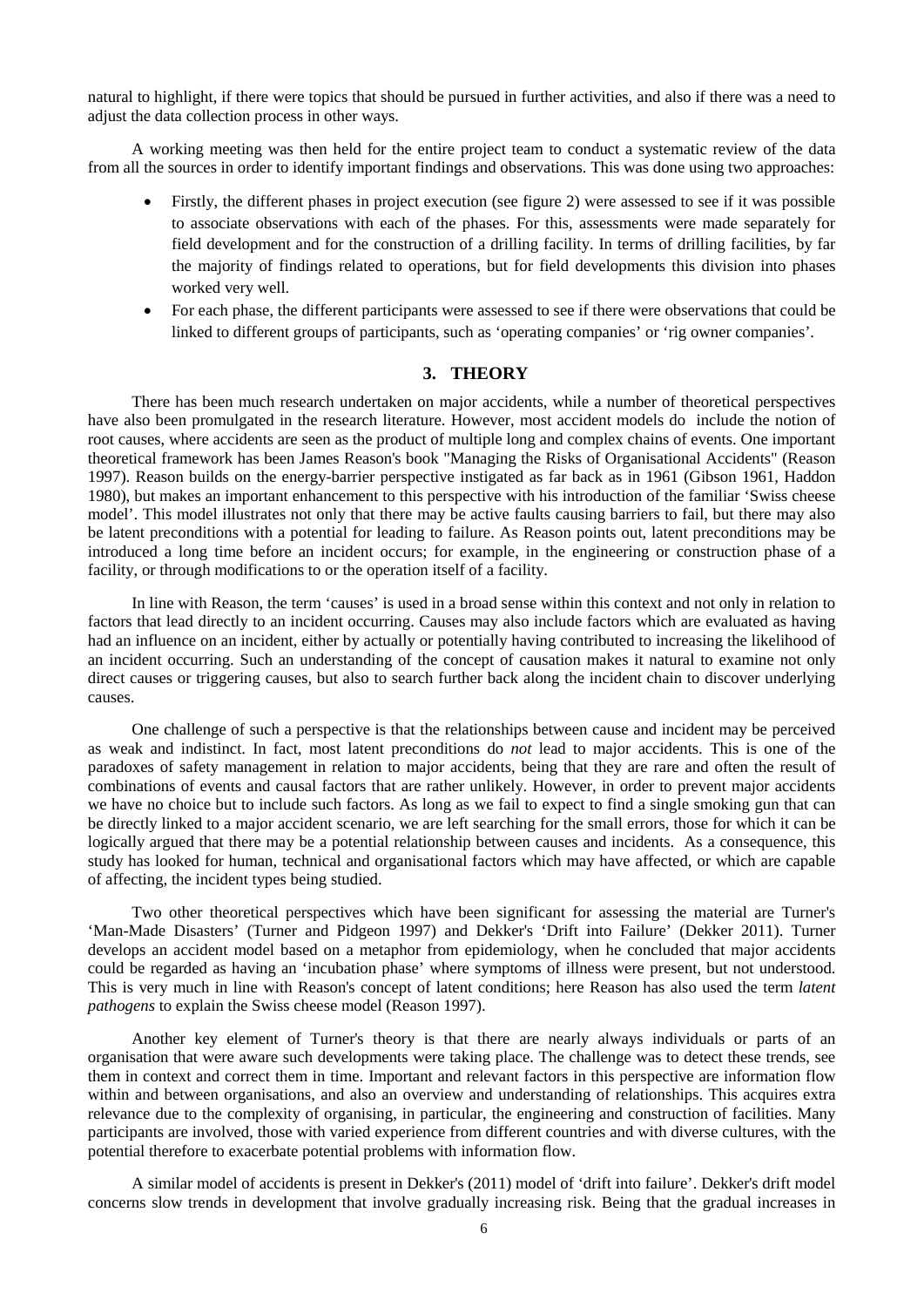natural to highlight, if there were topics that should be pursued in further activities, and also if there was a need to adjust the data collection process in other ways.

A working meeting was then held for the entire project team to conduct a systematic review of the data from all the sources in order to identify important findings and observations. This was done using two approaches:

- Firstly, the different phases in project execution (see figure 2) were assessed to see if it was possible to associate observations with each of the phases. For this, assessments were made separately for field development and for the construction of a drilling facility. In terms of drilling facilities, by far the majority of findings related to operations, but for field developments this division into phases worked very well.
- For each phase, the different participants were assessed to see if there were observations that could be linked to different groups of participants, such as 'operating companies' or 'rig owner companies'.

## 3. THEORY

There has been much research undertaken on major accidents, while a number of theoretical perspectives have also been promulgated in the research literature. However, most accident models do include the notion of root causes, where accidents are seen as the product of multiple long and complex chains of events. One important theoretical framework has been James Reason's book "Managing the Risks of Organisational Accidents" (Reason 1997). Reason builds on the energy-barrier perspective instigated as far back as in 1961 (Gibson 1961, Haddon 1980), but makes an important enhancement to this perspective with his introduction of the familiar 'Swiss cheese model'. This model illustrates not only that there may be active faults causing barriers to fail, but there may also be latent preconditions with a potential for leading to failure. As Reason points out, latent preconditions may be introduced a long time before an incident occurs; for example, in the engineering or construction phase of a facility, or through modifications to or the operation itself of a facility.

In line with Reason, the term 'causes' is used in a broad sense within this context and not only in relation to factors that lead directly to an incident occurring. Causes may also include factors which are evaluated as having had an influence on an incident, either by actually or potentially having contributed to increasing the likelihood of an incident occurring. Such an understanding of the concept of causation makes it natural to examine not only direct causes or triggering causes, but also to search further back along the incident chain to discover underlying causes.

One challenge of such a perspective is that the relationships between cause and incident may be perceived as weak and indistinct. In fact, most latent preconditions do *not* lead to major accidents. This is one of the paradoxes of safety management in relation to major accidents, being that they are rare and often the result of combinations of events and causal factors that are rather unlikely. However, in order to prevent major accidents we have no choice but to include such factors. As long as we fail to expect to find a single smoking gun that can be directly linked to a major accident scenario, we are left searching for the small errors, those for which it can be logically argued that there may be a potential relationship between causes and incidents. As a consequence, this study has looked for human, technical and organisational factors which may have affected, or which are capable of affecting, the incident types being studied.

Two other theoretical perspectives which have been significant for assessing the material are Turner's 'Man-Made Disasters' (Turner and Pidgeon 1997) and Dekker's 'Drift into Failure' (Dekker 2011). Turner develops an accident model based on a metaphor from epidemiology, when he concluded that major accidents could be regarded as having an 'incubation phase' where symptoms of illness were present, but not understood. This is very much in line with Reason's concept of latent conditions; here Reason has also used the term *latent pathogens* to explain the Swiss cheese model (Reason 1997).

Another key element of Turner's theory is that there are nearly always individuals or parts of an organisation that were aware such developments were taking place. The challenge was to detect these trends, see them in context and correct them in time. Important and relevant factors in this perspective are information flow within and between organisations, and also an overview and understanding of relationships. This acquires extra relevance due to the complexity of organising, in particular, the engineering and construction of facilities. Many participants are involved, those with varied experience from different countries and with diverse cultures, with the potential therefore to exacerbate potential problems with information flow.

A similar model of accidents is present in Dekker's (2011) model of 'drift into failure'. Dekker's drift model concerns slow trends in development that involve gradually increasing risk. Being that the gradual increases in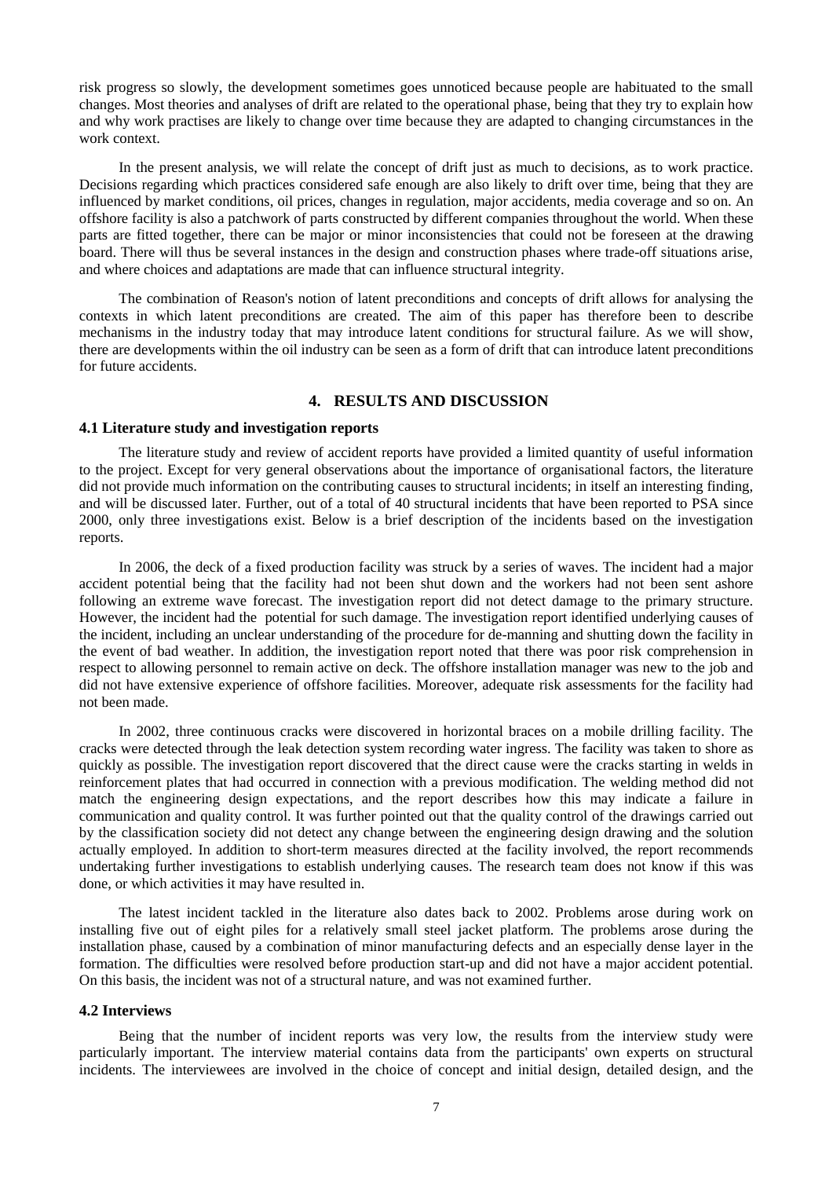risk progress so slowly, the development sometimes goes unnoticed because people are habituated to the small changes. Most theories and analyses of drift are related to the operational phase, being that they try to explain how and why work practises are likely to change over time because they are adapted to changing circumstances in the work context.

In the present analysis, we will relate the concept of drift just as much to decisions, as to work practice. Decisions regarding which practices considered safe enough are also likely to drift over time, being that they are influenced by market conditions, oil prices, changes in regulation, major accidents, media coverage and so on. An offshore facility is also a patchwork of parts constructed by different companies throughout the world. When these parts are fitted together, there can be major or minor inconsistencies that could not be foreseen at the drawing board. There will thus be several instances in the design and construction phases where trade-off situations arise, and where choices and adaptations are made that can influence structural integrity.

The combination of Reason's notion of latent preconditions and concepts of drift allows for analysing the contexts in which latent preconditions are created. The aim of this paper has therefore been to describe mechanisms in the industry today that may introduce latent conditions for structural failure. As we will show, there are developments within the oil industry can be seen as a form of drift that can introduce latent preconditions for future accidents.

## 4. RESULTS AND DISCUSSION

### 4.1 Literature study and investigation reports

The literature study and review of accident reports have provided a limited quantity of useful information to the project. Except for very general observations about the importance of organisational factors, the literature did not provide much information on the contributing causes to structural incidents; in itself an interesting finding, and will be discussed later. Further, out of a total of 40 structural incidents that have been reported to PSA since 2000, only three investigations exist. Below is a brief description of the incidents based on the investigation reports.

In 2006, the deck of a fixed production facility was struck by a series of waves. The incident had a major accident potential being that the facility had not been shut down and the workers had not been sent ashore following an extreme wave forecast. The investigation report did not detect damage to the primary structure. However, the incident had the potential for such damage. The investigation report identified underlying causes of the incident, including an unclear understanding of the procedure for de-manning and shutting down the facility in the event of bad weather. In addition, the investigation report noted that there was poor risk comprehension in respect to allowing personnel to remain active on deck. The offshore installation manager was new to the job and did not have extensive experience of offshore facilities. Moreover, adequate risk assessments for the facility had not been made.

In 2002, three continuous cracks were discovered in horizontal braces on a mobile drilling facility. The cracks were detected through the leak detection system recording water ingress. The facility was taken to shore as quickly as possible. The investigation report discovered that the direct cause were the cracks starting in welds in reinforcement plates that had occurred in connection with a previous modification. The welding method did not match the engineering design expectations, and the report describes how this may indicate a failure in communication and quality control. It was further pointed out that the quality control of the drawings carried out by the classification society did not detect any change between the engineering design drawing and the solution actually employed. In addition to short-term measures directed at the facility involved, the report recommends undertaking further investigations to establish underlying causes. The research team does not know if this was done, or which activities it may have resulted in.

The latest incident tackled in the literature also dates back to 2002. Problems arose during work on installing five out of eight piles for a relatively small steel jacket platform. The problems arose during the installation phase, caused by a combination of minor manufacturing defects and an especially dense layer in the formation. The difficulties were resolved before production start-up and did not have a major accident potential. On this basis, the incident was not of a structural nature, and was not examined further.

### 4.2 Interviews

Being that the number of incident reports was very low, the results from the interview study were particularly important. The interview material contains data from the participants' own experts on structural incidents. The interviewees are involved in the choice of concept and initial design, detailed design, and the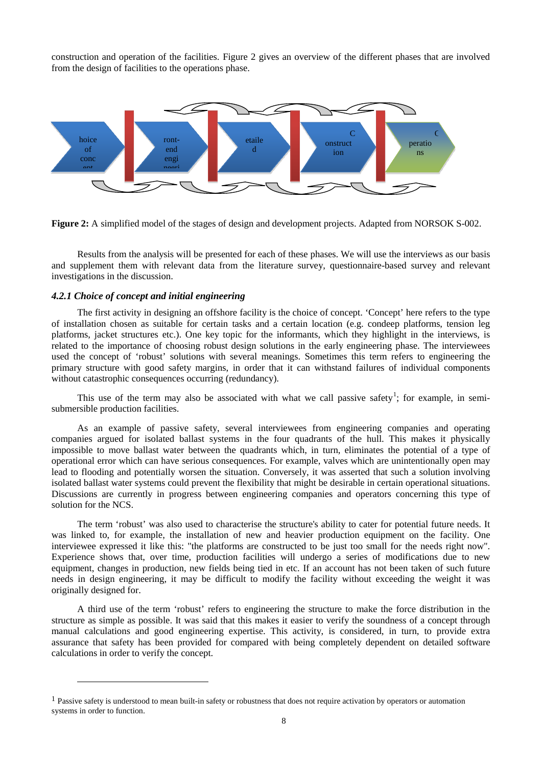construction and operation of the facilities. Figure 2 gives an overview of the different phases that are involved from the design of facilities to the operations phase.

**Figure 2:** A simplified model of the stages of design and development projects. Adapted from NORSOK S-002.

Results from the analysis will be presented for each of these phases. We will use the interviews as our basis and supplement them with relevant data from the literature survey, questionnaire-based survey and relevant investigations in the discussion.

### *4.2.1 Choice of concept and initial engineering*

The first activity in designing an offshore facility is the choice of concept. 'Concept' here refers to the type of installation chosen as suitable for certain tasks and a certain location (e.g. condeep platforms, tension leg platforms, jacket structures etc.). One key topic for the informants, which they highlight in the interviews, is related to the importance of choosing robust design solutions in the early engineering phase. The interviewees used the concept of 'robust' solutions with several meanings. Sometimes this term refers to engineering the primary structure with good safety margins, in order that it can withstand failures of individual components without catastrophic consequences occurring (redundancy).

This use of the term may also be associated with what we call passive safety[1]; for example, in semi-submersible production facilities.

As an example of passive safety, several interviewees from engineering companies and operating companies argued for isolated ballast systems in the four quadrants of the hull. This makes it physically impossible to move ballast water between the quadrants which, in turn, eliminates the potential of a type of operational error which can have serious consequences. For example, valves which are unintentionally open may lead to flooding and potentially worsen the situation. Conversely, it was asserted that such a solution involving isolated ballast water systems could prevent the flexibility that might be desirable in certain operational situations. Discussions are currently in progress between engineering companies and operators concerning this type of solution for the NCS.

The term 'robust' was also used to characterise the structure's ability to cater for potential future needs. It was linked to, for example, the installation of new and heavier production equipment on the facility. One interviewee expressed it like this: "the platforms are constructed to be just too small for the needs right now". Experience shows that, over time, production facilities will undergo a series of modifications due to new equipment, changes in production, new fields being tied in etc. If an account has not been taken of such future needs in design engineering, it may be difficult to modify the facility without exceeding the weight it was originally designed for.

A third use of the term 'robust' refers to engineering the structure to make the force distribution in the structure as simple as possible. It was said that this makes it easier to verify the soundness of a concept through manual calculations and good engineering expertise. This activity, is considered, in turn, to provide extra assurance that safety has been provided for compared with being completely dependent on detailed software calculations in order to verify the concept.

[1] Passive safety is understood to mean built-in safety or robustness that does not require activation by operators or automation systems in order to function.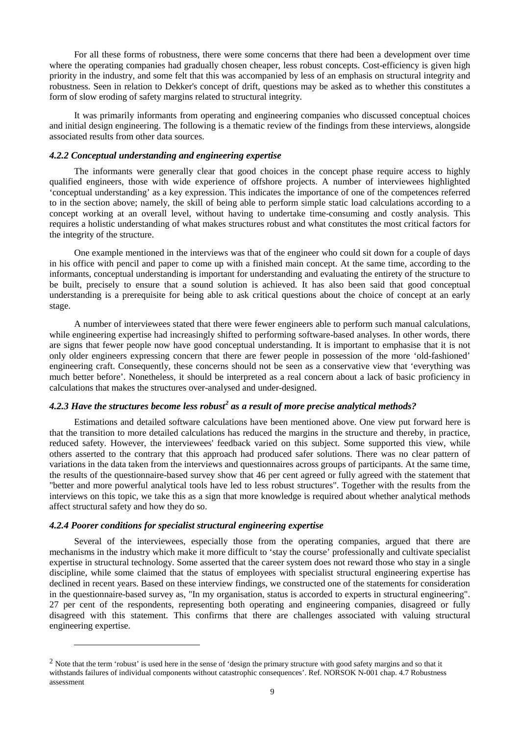For all these forms of robustness, there were some concerns that there had been a development over time where the operating companies had gradually chosen cheaper, less robust concepts. Cost-efficiency is given high priority in the industry, and some felt that this was accompanied by less of an emphasis on structural integrity and robustness. Seen in relation to Dekker's concept of drift, questions may be asked as to whether this constitutes a form of slow eroding of safety margins related to structural integrity.

It was primarily informants from operating and engineering companies who discussed conceptual choices and initial design engineering. The following is a thematic review of the findings from these interviews, alongside associated results from other data sources.

#### *4.2.2 Conceptual understanding and engineering expertise*

The informants were generally clear that good choices in the concept phase require access to highly qualified engineers, those with wide experience of offshore projects. A number of interviewees highlighted 'conceptual understanding' as a key expression. This indicates the importance of one of the competences referred to in the section above; namely, the skill of being able to perform simple static load calculations according to a concept working at an overall level, without having to undertake time-consuming and costly analysis. This requires a holistic understanding of what makes structures robust and what constitutes the most critical factors for the integrity of the structure.

One example mentioned in the interviews was that of the engineer who could sit down for a couple of days in his office with pencil and paper to come up with a finished main concept. At the same time, according to the informants, conceptual understanding is important for understanding and evaluating the entirety of the structure to be built, precisely to ensure that a sound solution is achieved. It has also been said that good conceptual understanding is a prerequisite for being able to ask critical questions about the choice of concept at an early stage.

A number of interviewees stated that there were fewer engineers able to perform such manual calculations, while engineering expertise had increasingly shifted to performing software-based analyses. In other words, there are signs that fewer people now have good conceptual understanding. It is important to emphasise that it is not only older engineers expressing concern that there are fewer people in possession of the more 'old-fashioned' engineering craft. Consequently, these concerns should not be seen as a conservative view that 'everything was much better before'. Nonetheless, it should be interpreted as a real concern about a lack of basic proficiency in calculations that makes the structures over-analysed and under-designed.

#### *4.2.3 Have the structures become less robust[2] as a result of more precise analytical methods?*

Estimations and detailed software calculations have been mentioned above. One view put forward here is that the transition to more detailed calculations has reduced the margins in the structure and thereby, in practice, reduced safety. However, the interviewees' feedback varied on this subject. Some supported this view, while others asserted to the contrary that this approach had produced safer solutions. There was no clear pattern of variations in the data taken from the interviews and questionnaires across groups of participants. At the same time, the results of the questionnaire-based survey show that 46 per cent agreed or fully agreed with the statement that "better and more powerful analytical tools have led to less robust structures". Together with the results from the interviews on this topic, we take this as a sign that more knowledge is required about whether analytical methods affect structural safety and how they do so.

#### *4.2.4 Poorer conditions for specialist structural engineering expertise*

Several of the interviewees, especially those from the operating companies, argued that there are mechanisms in the industry which make it more difficult to 'stay the course' professionally and cultivate specialist expertise in structural technology. Some asserted that the career system does not reward those who stay in a single discipline, while some claimed that the status of employees with specialist structural engineering expertise has declined in recent years. Based on these interview findings, we constructed one of the statements for consideration in the questionnaire-based survey as, "In my organisation, status is accorded to experts in structural engineering". 27 per cent of the respondents, representing both operating and engineering companies, disagreed or fully disagreed with this statement. This confirms that there are challenges associated with valuing structural engineering expertise.

---

[2] Note that the term 'robust' is used here in the sense of 'design the primary structure with good safety margins and so that it withstands failures of individual components without catastrophic consequences'. Ref. NORSOK N-001 chap. 4.7 Robustness assessment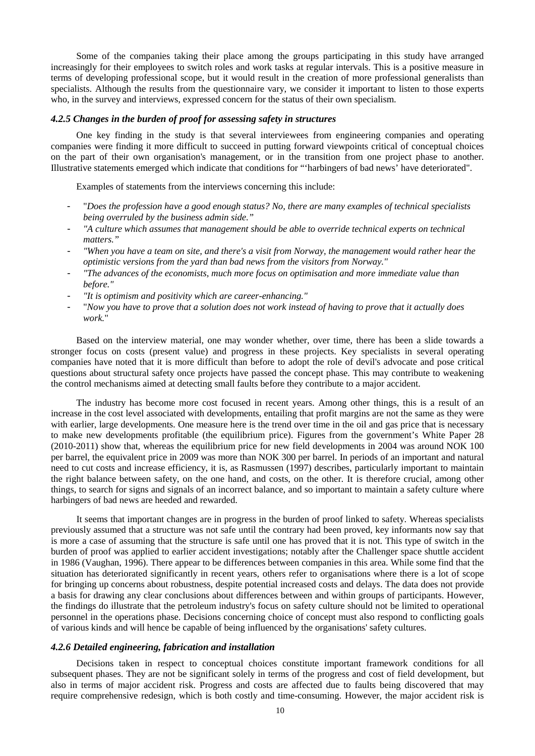Some of the companies taking their place among the groups participating in this study have arranged increasingly for their employees to switch roles and work tasks at regular intervals. This is a positive measure in terms of developing professional scope, but it would result in the creation of more professional generalists than specialists. Although the results from the questionnaire vary, we consider it important to listen to those experts who, in the survey and interviews, expressed concern for the status of their own specialism.

#### *4.2.5 Changes in the burden of proof for assessing safety in structures*

One key finding in the study is that several interviewees from engineering companies and operating companies were finding it more difficult to succeed in putting forward viewpoints critical of conceptual choices on the part of their own organisation's management, or in the transition from one project phase to another. Illustrative statements emerged which indicate that conditions for "'harbingers of bad news' have deteriorated".

Examples of statements from the interviews concerning this include:

- "*Does the profession have a good enough status? No, there are many examples of technical specialists being overruled by the business admin side."*
- *"A culture which assumes that management should be able to override technical experts on technical matters."*
- *"When you have a team on site, and there's a visit from Norway, the management would rather hear the optimistic versions from the yard than bad news from the visitors from Norway."*
- *"The advances of the economists, much more focus on optimisation and more immediate value than before."*
- *"It is optimism and positivity which are career-enhancing."*
- "*Now you have to prove that a solution does not work instead of having to prove that it actually does work.*"

Based on the interview material, one may wonder whether, over time, there has been a slide towards a stronger focus on costs (present value) and progress in these projects. Key specialists in several operating companies have noted that it is more difficult than before to adopt the role of devil's advocate and pose critical questions about structural safety once projects have passed the concept phase. This may contribute to weakening the control mechanisms aimed at detecting small faults before they contribute to a major accident.

The industry has become more cost focused in recent years. Among other things, this is a result of an increase in the cost level associated with developments, entailing that profit margins are not the same as they were with earlier, large developments. One measure here is the trend over time in the oil and gas price that is necessary to make new developments profitable (the equilibrium price). Figures from the government's White Paper 28 (2010-2011) show that, whereas the equilibrium price for new field developments in 2004 was around NOK 100 per barrel, the equivalent price in 2009 was more than NOK 300 per barrel. In periods of an important and natural need to cut costs and increase efficiency, it is, as Rasmussen (1997) describes, particularly important to maintain the right balance between safety, on the one hand, and costs, on the other. It is therefore crucial, among other things, to search for signs and signals of an incorrect balance, and so important to maintain a safety culture where harbingers of bad news are heeded and rewarded.

It seems that important changes are in progress in the burden of proof linked to safety. Whereas specialists previously assumed that a structure was not safe until the contrary had been proved, key informants now say that is more a case of assuming that the structure is safe until one has proved that it is not. This type of switch in the burden of proof was applied to earlier accident investigations; notably after the Challenger space shuttle accident in 1986 (Vaughan, 1996). There appear to be differences between companies in this area. While some find that the situation has deteriorated significantly in recent years, others refer to organisations where there is a lot of scope for bringing up concerns about robustness, despite potential increased costs and delays. The data does not provide a basis for drawing any clear conclusions about differences between and within groups of participants. However, the findings do illustrate that the petroleum industry's focus on safety culture should not be limited to operational personnel in the operations phase. Decisions concerning choice of concept must also respond to conflicting goals of various kinds and will hence be capable of being influenced by the organisations' safety cultures.

#### *4.2.6 Detailed engineering, fabrication and installation*

Decisions taken in respect to conceptual choices constitute important framework conditions for all subsequent phases. They are not be significant solely in terms of the progress and cost of field development, but also in terms of major accident risk. Progress and costs are affected due to faults being discovered that may require comprehensive redesign, which is both costly and time-consuming. However, the major accident risk is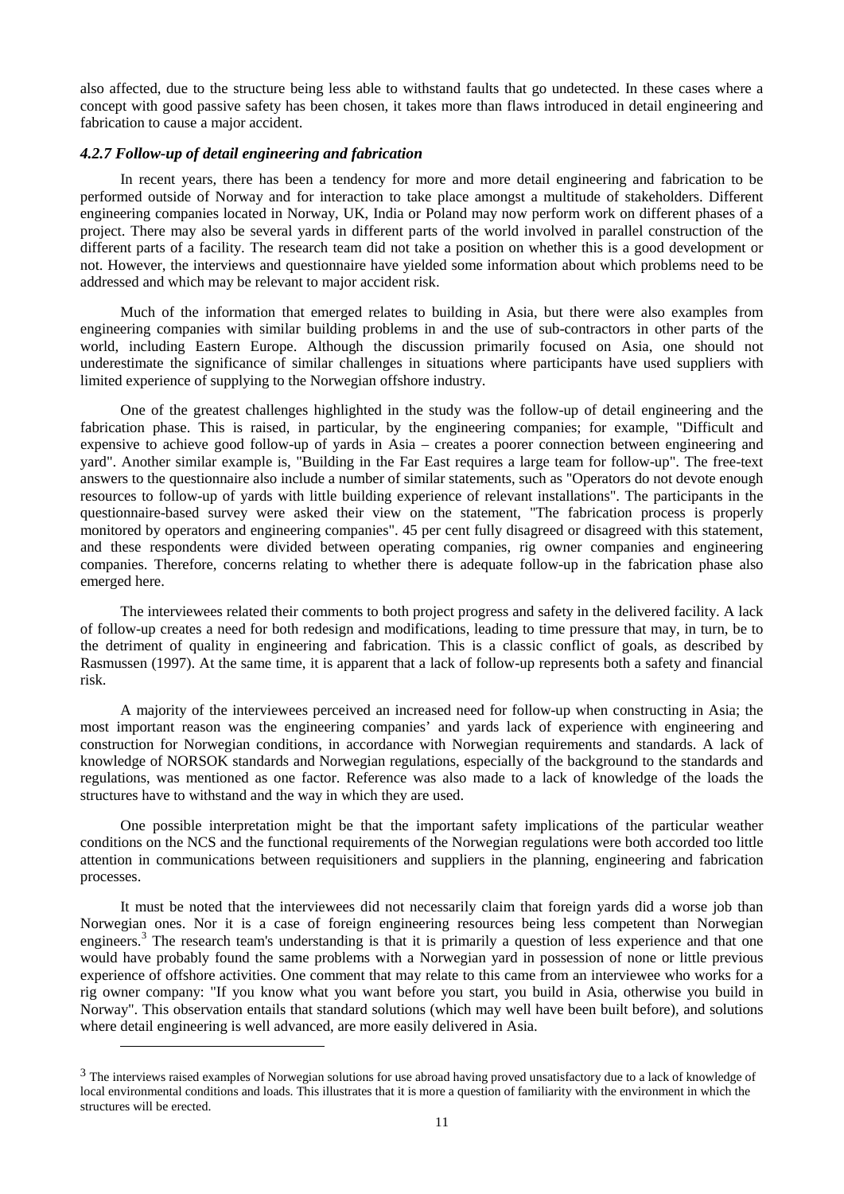also affected, due to the structure being less able to withstand faults that go undetected. In these cases where a concept with good passive safety has been chosen, it takes more than flaws introduced in detail engineering and fabrication to cause a major accident.

#### *4.2.7 Follow-up of detail engineering and fabrication*

In recent years, there has been a tendency for more and more detail engineering and fabrication to be performed outside of Norway and for interaction to take place amongst a multitude of stakeholders. Different engineering companies located in Norway, UK, India or Poland may now perform work on different phases of a project. There may also be several yards in different parts of the world involved in parallel construction of the different parts of a facility. The research team did not take a position on whether this is a good development or not. However, the interviews and questionnaire have yielded some information about which problems need to be addressed and which may be relevant to major accident risk.

Much of the information that emerged relates to building in Asia, but there were also examples from engineering companies with similar building problems in and the use of sub-contractors in other parts of the world, including Eastern Europe. Although the discussion primarily focused on Asia, one should not underestimate the significance of similar challenges in situations where participants have used suppliers with limited experience of supplying to the Norwegian offshore industry.

One of the greatest challenges highlighted in the study was the follow-up of detail engineering and the fabrication phase. This is raised, in particular, by the engineering companies; for example, "Difficult and expensive to achieve good follow-up of yards in Asia – creates a poorer connection between engineering and yard". Another similar example is, "Building in the Far East requires a large team for follow-up". The free-text answers to the questionnaire also include a number of similar statements, such as "Operators do not devote enough resources to follow-up of yards with little building experience of relevant installations". The participants in the questionnaire-based survey were asked their view on the statement, "The fabrication process is properly monitored by operators and engineering companies". 45 per cent fully disagreed or disagreed with this statement, and these respondents were divided between operating companies, rig owner companies and engineering companies. Therefore, concerns relating to whether there is adequate follow-up in the fabrication phase also emerged here.

The interviewees related their comments to both project progress and safety in the delivered facility. A lack of follow-up creates a need for both redesign and modifications, leading to time pressure that may, in turn, be to the detriment of quality in engineering and fabrication. This is a classic conflict of goals, as described by Rasmussen (1997). At the same time, it is apparent that a lack of follow-up represents both a safety and financial risk.

A majority of the interviewees perceived an increased need for follow-up when constructing in Asia; the most important reason was the engineering companies' and yards lack of experience with engineering and construction for Norwegian conditions, in accordance with Norwegian requirements and standards. A lack of knowledge of NORSOK standards and Norwegian regulations, especially of the background to the standards and regulations, was mentioned as one factor. Reference was also made to a lack of knowledge of the loads the structures have to withstand and the way in which they are used.

One possible interpretation might be that the important safety implications of the particular weather conditions on the NCS and the functional requirements of the Norwegian regulations were both accorded too little attention in communications between requisitioners and suppliers in the planning, engineering and fabrication processes.

It must be noted that the interviewees did not necessarily claim that foreign yards did a worse job than Norwegian ones. Nor it is a case of foreign engineering resources being less competent than Norwegian engineers.[3] The research team's understanding is that it is primarily a question of less experience and that one would have probably found the same problems with a Norwegian yard in possession of none or little previous experience of offshore activities. One comment that may relate to this came from an interviewee who works for a rig owner company: "If you know what you want before you start, you build in Asia, otherwise you build in Norway". This observation entails that standard solutions (which may well have been built before), and solutions where detail engineering is well advanced, are more easily delivered in Asia.

[3] The interviews raised examples of Norwegian solutions for use abroad having proved unsatisfactory due to a lack of knowledge of local environmental conditions and loads. This illustrates that it is more a question of familiarity with the environment in which the structures will be erected.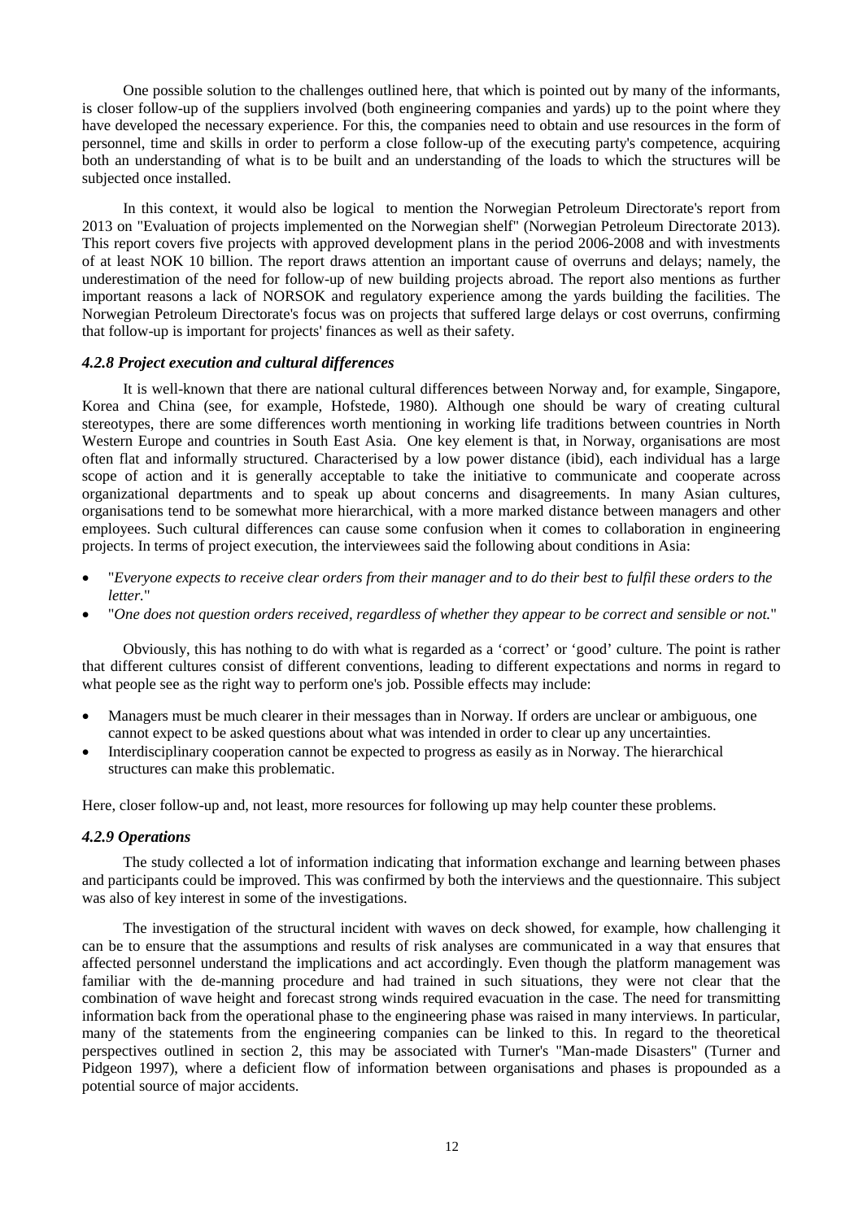One possible solution to the challenges outlined here, that which is pointed out by many of the informants, is closer follow-up of the suppliers involved (both engineering companies and yards) up to the point where they have developed the necessary experience. For this, the companies need to obtain and use resources in the form of personnel, time and skills in order to perform a close follow-up of the executing party's competence, acquiring both an understanding of what is to be built and an understanding of the loads to which the structures will be subjected once installed.

In this context, it would also be logical to mention the Norwegian Petroleum Directorate's report from 2013 on "Evaluation of projects implemented on the Norwegian shelf" (Norwegian Petroleum Directorate 2013). This report covers five projects with approved development plans in the period 2006-2008 and with investments of at least NOK 10 billion. The report draws attention an important cause of overruns and delays; namely, the underestimation of the need for follow-up of new building projects abroad. The report also mentions as further important reasons a lack of NORSOK and regulatory experience among the yards building the facilities. The Norwegian Petroleum Directorate's focus was on projects that suffered large delays or cost overruns, confirming that follow-up is important for projects' finances as well as their safety.

#### *4.2.8 Project execution and cultural differences*

It is well-known that there are national cultural differences between Norway and, for example, Singapore, Korea and China (see, for example, Hofstede, 1980). Although one should be wary of creating cultural stereotypes, there are some differences worth mentioning in working life traditions between countries in North Western Europe and countries in South East Asia. One key element is that, in Norway, organisations are most often flat and informally structured. Characterised by a low power distance (ibid), each individual has a large scope of action and it is generally acceptable to take the initiative to communicate and cooperate across organizational departments and to speak up about concerns and disagreements. In many Asian cultures, organisations tend to be somewhat more hierarchical, with a more marked distance between managers and other employees. Such cultural differences can cause some confusion when it comes to collaboration in engineering projects. In terms of project execution, the interviewees said the following about conditions in Asia:

- "*Everyone expects to receive clear orders from their manager and to do their best to fulfil these orders to the letter.*"
- "*One does not question orders received, regardless of whether they appear to be correct and sensible or not.*"

Obviously, this has nothing to do with what is regarded as a 'correct' or 'good' culture. The point is rather that different cultures consist of different conventions, leading to different expectations and norms in regard to what people see as the right way to perform one's job. Possible effects may include:

- Managers must be much clearer in their messages than in Norway. If orders are unclear or ambiguous, one cannot expect to be asked questions about what was intended in order to clear up any uncertainties.
- Interdisciplinary cooperation cannot be expected to progress as easily as in Norway. The hierarchical structures can make this problematic.

Here, closer follow-up and, not least, more resources for following up may help counter these problems.

#### *4.2.9 Operations*

The study collected a lot of information indicating that information exchange and learning between phases and participants could be improved. This was confirmed by both the interviews and the questionnaire. This subject was also of key interest in some of the investigations.

The investigation of the structural incident with waves on deck showed, for example, how challenging it can be to ensure that the assumptions and results of risk analyses are communicated in a way that ensures that affected personnel understand the implications and act accordingly. Even though the platform management was familiar with the de-manning procedure and had trained in such situations, they were not clear that the combination of wave height and forecast strong winds required evacuation in the case. The need for transmitting information back from the operational phase to the engineering phase was raised in many interviews. In particular, many of the statements from the engineering companies can be linked to this. In regard to the theoretical perspectives outlined in section 2, this may be associated with Turner's "Man-made Disasters" (Turner and Pidgeon 1997), where a deficient flow of information between organisations and phases is propounded as a potential source of major accidents.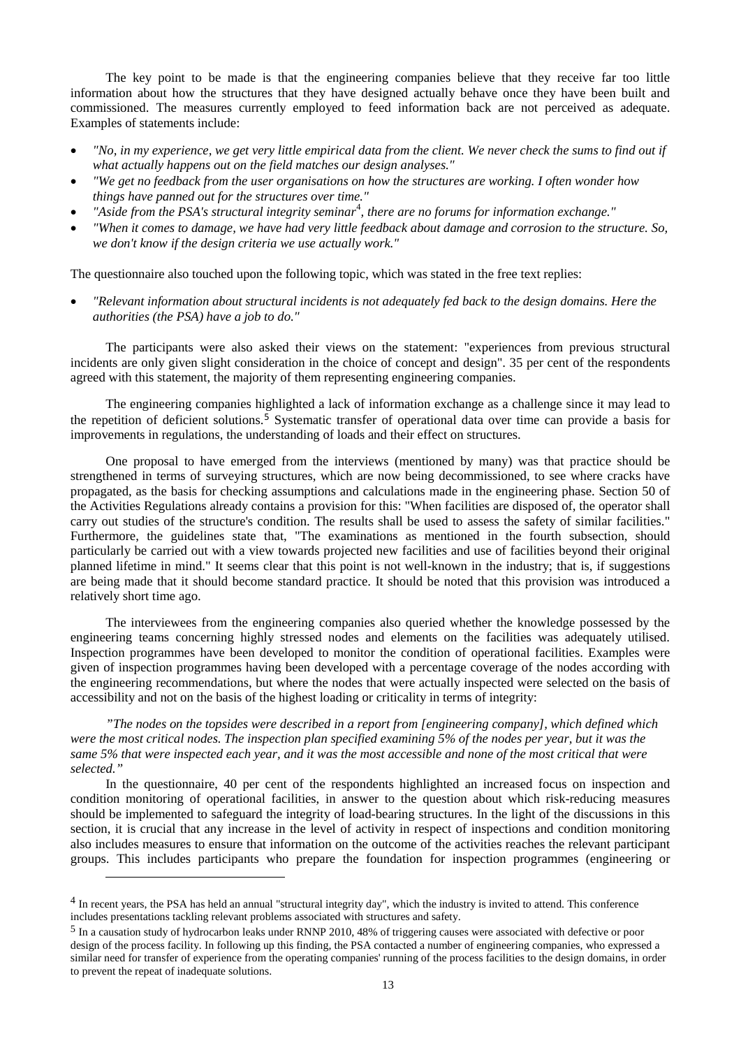The key point to be made is that the engineering companies believe that they receive far too little information about how the structures that they have designed actually behave once they have been built and commissioned. The measures currently employed to feed information back are not perceived as adequate. Examples of statements include:

- *"No, in my experience, we get very little empirical data from the client. We never check the sums to find out if what actually happens out on the field matches our design analyses."*
- *"We get no feedback from the user organisations on how the structures are working. I often wonder how things have panned out for the structures over time."*
- *"Aside from the PSA's structural integrity seminar[4], there are no forums for information exchange."*
- *"When it comes to damage, we have had very little feedback about damage and corrosion to the structure. So, we don't know if the design criteria we use actually work."*

The questionnaire also touched upon the following topic, which was stated in the free text replies:

- *"Relevant information about structural incidents is not adequately fed back to the design domains. Here the authorities (the PSA) have a job to do."*

The participants were also asked their views on the statement: "experiences from previous structural incidents are only given slight consideration in the choice of concept and design". 35 per cent of the respondents agreed with this statement, the majority of them representing engineering companies.

The engineering companies highlighted a lack of information exchange as a challenge since it may lead to the repetition of deficient solutions.[5] Systematic transfer of operational data over time can provide a basis for improvements in regulations, the understanding of loads and their effect on structures.

One proposal to have emerged from the interviews (mentioned by many) was that practice should be strengthened in terms of surveying structures, which are now being decommissioned, to see where cracks have propagated, as the basis for checking assumptions and calculations made in the engineering phase. Section 50 of the Activities Regulations already contains a provision for this: "When facilities are disposed of, the operator shall carry out studies of the structure's condition. The results shall be used to assess the safety of similar facilities." Furthermore, the guidelines state that, "The examinations as mentioned in the fourth subsection, should particularly be carried out with a view towards projected new facilities and use of facilities beyond their original planned lifetime in mind." It seems clear that this point is not well-known in the industry; that is, if suggestions are being made that it should become standard practice. It should be noted that this provision was introduced a relatively short time ago.

The interviewees from the engineering companies also queried whether the knowledge possessed by the engineering teams concerning highly stressed nodes and elements on the facilities was adequately utilised. Inspection programmes have been developed to monitor the condition of operational facilities. Examples were given of inspection programmes having been developed with a percentage coverage of the nodes according with the engineering recommendations, but where the nodes that were actually inspected were selected on the basis of accessibility and not on the basis of the highest loading or criticality in terms of integrity:

*"The nodes on the topsides were described in a report from [engineering company], which defined which were the most critical nodes. The inspection plan specified examining 5% of the nodes per year, but it was the same 5% that were inspected each year, and it was the most accessible and none of the most critical that were selected."*

In the questionnaire, 40 per cent of the respondents highlighted an increased focus on inspection and condition monitoring of operational facilities, in answer to the question about which risk-reducing measures should be implemented to safeguard the integrity of load-bearing structures. In the light of the discussions in this section, it is crucial that any increase in the level of activity in respect of inspections and condition monitoring also includes measures to ensure that information on the outcome of the activities reaches the relevant participant groups. This includes participants who prepare the foundation for inspection programmes (engineering or

---

[4] In recent years, the PSA has held an annual "structural integrity day", which the industry is invited to attend. This conference includes presentations tackling relevant problems associated with structures and safety.

[5] In a causation study of hydrocarbon leaks under RNNP 2010, 48% of triggering causes were associated with defective or poor design of the process facility. In following up this finding, the PSA contacted a number of engineering companies, who expressed a similar need for transfer of experience from the operating companies' running of the process facilities to the design domains, in order to prevent the repeat of inadequate solutions.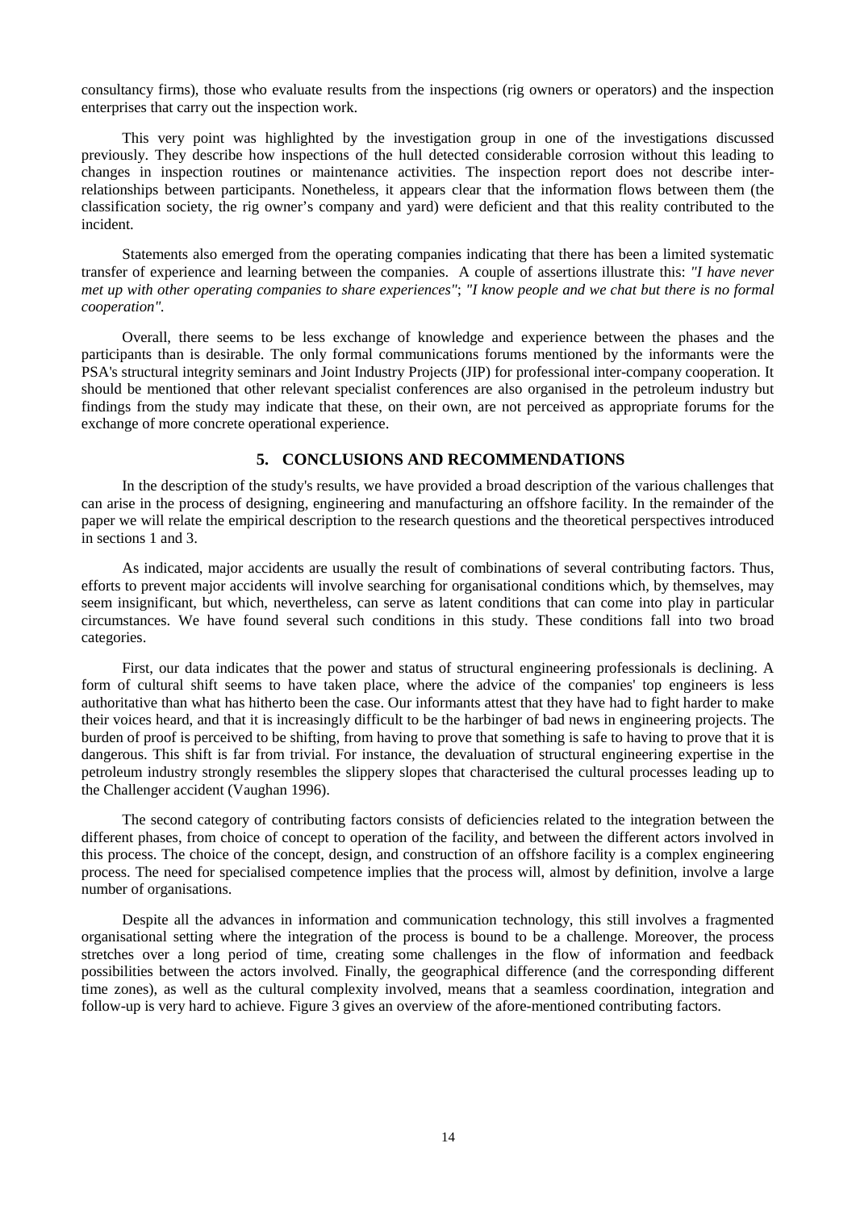consultancy firms), those who evaluate results from the inspections (rig owners or operators) and the inspection enterprises that carry out the inspection work.

This very point was highlighted by the investigation group in one of the investigations discussed previously. They describe how inspections of the hull detected considerable corrosion without this leading to changes in inspection routines or maintenance activities. The inspection report does not describe inter-relationships between participants. Nonetheless, it appears clear that the information flows between them (the classification society, the rig owner's company and yard) were deficient and that this reality contributed to the incident.

Statements also emerged from the operating companies indicating that there has been a limited systematic transfer of experience and learning between the companies. A couple of assertions illustrate this: *"I have never met up with other operating companies to share experiences"*; *"I know people and we chat but there is no formal cooperation"*.

Overall, there seems to be less exchange of knowledge and experience between the phases and the participants than is desirable. The only formal communications forums mentioned by the informants were the PSA's structural integrity seminars and Joint Industry Projects (JIP) for professional inter-company cooperation. It should be mentioned that other relevant specialist conferences are also organised in the petroleum industry but findings from the study may indicate that these, on their own, are not perceived as appropriate forums for the exchange of more concrete operational experience.

## 5. CONCLUSIONS AND RECOMMENDATIONS

In the description of the study's results, we have provided a broad description of the various challenges that can arise in the process of designing, engineering and manufacturing an offshore facility. In the remainder of the paper we will relate the empirical description to the research questions and the theoretical perspectives introduced in sections 1 and 3.

As indicated, major accidents are usually the result of combinations of several contributing factors. Thus, efforts to prevent major accidents will involve searching for organisational conditions which, by themselves, may seem insignificant, but which, nevertheless, can serve as latent conditions that can come into play in particular circumstances. We have found several such conditions in this study. These conditions fall into two broad categories.

First, our data indicates that the power and status of structural engineering professionals is declining. A form of cultural shift seems to have taken place, where the advice of the companies' top engineers is less authoritative than what has hitherto been the case. Our informants attest that they have had to fight harder to make their voices heard, and that it is increasingly difficult to be the harbinger of bad news in engineering projects. The burden of proof is perceived to be shifting, from having to prove that something is safe to having to prove that it is dangerous. This shift is far from trivial. For instance, the devaluation of structural engineering expertise in the petroleum industry strongly resembles the slippery slopes that characterised the cultural processes leading up to the Challenger accident (Vaughan 1996).

The second category of contributing factors consists of deficiencies related to the integration between the different phases, from choice of concept to operation of the facility, and between the different actors involved in this process. The choice of the concept, design, and construction of an offshore facility is a complex engineering process. The need for specialised competence implies that the process will, almost by definition, involve a large number of organisations.

Despite all the advances in information and communication technology, this still involves a fragmented organisational setting where the integration of the process is bound to be a challenge. Moreover, the process stretches over a long period of time, creating some challenges in the flow of information and feedback possibilities between the actors involved. Finally, the geographical difference (and the corresponding different time zones), as well as the cultural complexity involved, means that a seamless coordination, integration and follow-up is very hard to achieve. Figure 3 gives an overview of the afore-mentioned contributing factors.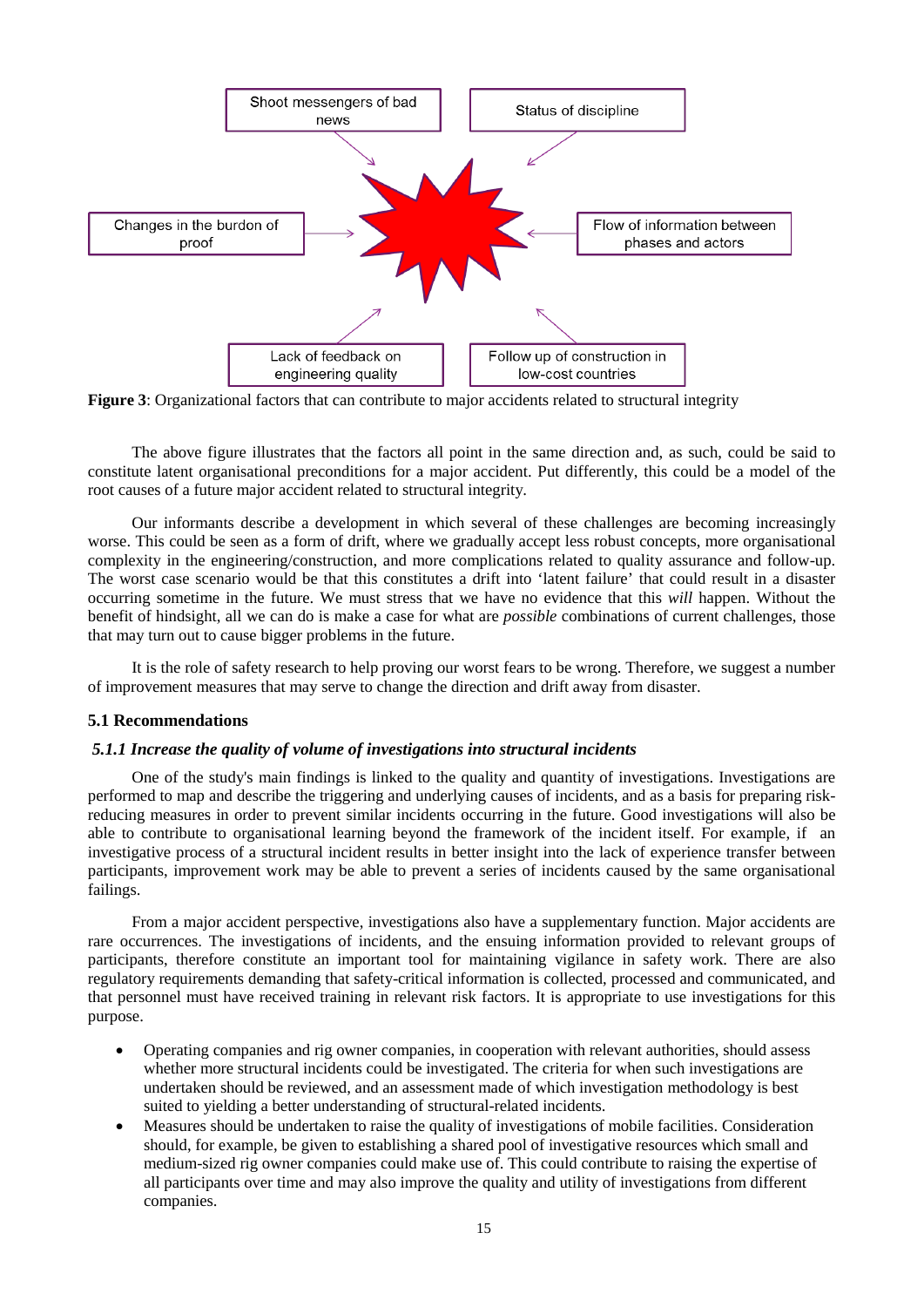Shoot messengers of bad news

Status of discipline

Changes in the burdon of proof

Flow of information between phases and actors

Lack of feedback on engineering quality

Follow up of construction in low-cost countries

**Figure 3**: Organizational factors that can contribute to major accidents related to structural integrity

The above figure illustrates that the factors all point in the same direction and, as such, could be said to constitute latent organisational preconditions for a major accident. Put differently, this could be a model of the root causes of a future major accident related to structural integrity.

Our informants describe a development in which several of these challenges are becoming increasingly worse. This could be seen as a form of drift, where we gradually accept less robust concepts, more organisational complexity in the engineering/construction, and more complications related to quality assurance and follow-up. The worst case scenario would be that this constitutes a drift into 'latent failure' that could result in a disaster occurring sometime in the future. We must stress that we have no evidence that this *will* happen. Without the benefit of hindsight, all we can do is make a case for what are *possible* combinations of current challenges, those that may turn out to cause bigger problems in the future.

It is the role of safety research to help proving our worst fears to be wrong. Therefore, we suggest a number of improvement measures that may serve to change the direction and drift away from disaster.

### 5.1 Recommendations

#### *5.1.1 Increase the quality of volume of investigations into structural incidents*

One of the study's main findings is linked to the quality and quantity of investigations. Investigations are performed to map and describe the triggering and underlying causes of incidents, and as a basis for preparing risk-reducing measures in order to prevent similar incidents occurring in the future. Good investigations will also be able to contribute to organisational learning beyond the framework of the incident itself. For example, if an investigative process of a structural incident results in better insight into the lack of experience transfer between participants, improvement work may be able to prevent a series of incidents caused by the same organisational failings.

From a major accident perspective, investigations also have a supplementary function. Major accidents are rare occurrences. The investigations of incidents, and the ensuing information provided to relevant groups of participants, therefore constitute an important tool for maintaining vigilance in safety work. There are also regulatory requirements demanding that safety-critical information is collected, processed and communicated, and that personnel must have received training in relevant risk factors. It is appropriate to use investigations for this purpose.

- Operating companies and rig owner companies, in cooperation with relevant authorities, should assess whether more structural incidents could be investigated. The criteria for when such investigations are undertaken should be reviewed, and an assessment made of which investigation methodology is best suited to yielding a better understanding of structural-related incidents.
- Measures should be undertaken to raise the quality of investigations of mobile facilities. Consideration should, for example, be given to establishing a shared pool of investigative resources which small and medium-sized rig owner companies could make use of. This could contribute to raising the expertise of all participants over time and may also improve the quality and utility of investigations from different companies.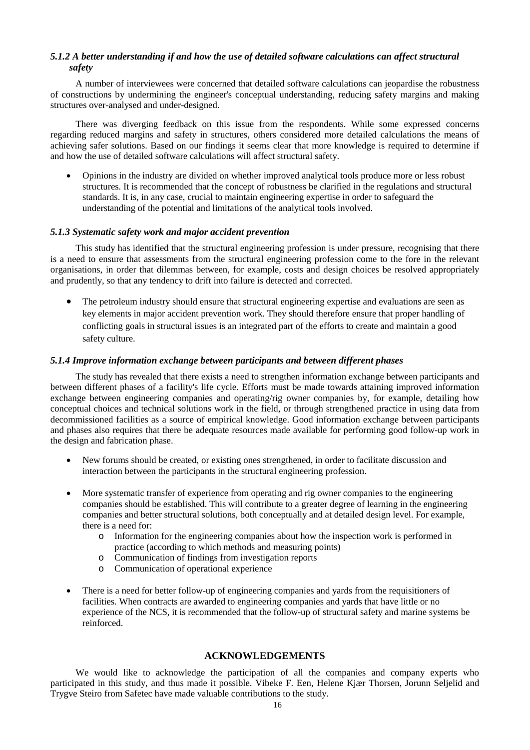### *5.1.2 A better understanding if and how the use of detailed software calculations can affect structural safety*

A number of interviewees were concerned that detailed software calculations can jeopardise the robustness of constructions by undermining the engineer's conceptual understanding, reducing safety margins and making structures over-analysed and under-designed.

There was diverging feedback on this issue from the respondents. While some expressed concerns regarding reduced margins and safety in structures, others considered more detailed calculations the means of achieving safer solutions. Based on our findings it seems clear that more knowledge is required to determine if and how the use of detailed software calculations will affect structural safety.

- Opinions in the industry are divided on whether improved analytical tools produce more or less robust structures. It is recommended that the concept of robustness be clarified in the regulations and structural standards. It is, in any case, crucial to maintain engineering expertise in order to safeguard the understanding of the potential and limitations of the analytical tools involved.

### *5.1.3 Systematic safety work and major accident prevention*

This study has identified that the structural engineering profession is under pressure, recognising that there is a need to ensure that assessments from the structural engineering profession come to the fore in the relevant organisations, in order that dilemmas between, for example, costs and design choices be resolved appropriately and prudently, so that any tendency to drift into failure is detected and corrected.

- The petroleum industry should ensure that structural engineering expertise and evaluations are seen as key elements in major accident prevention work. They should therefore ensure that proper handling of conflicting goals in structural issues is an integrated part of the efforts to create and maintain a good safety culture.

### *5.1.4 Improve information exchange between participants and between different phases*

The study has revealed that there exists a need to strengthen information exchange between participants and between different phases of a facility's life cycle. Efforts must be made towards attaining improved information exchange between engineering companies and operating/rig owner companies by, for example, detailing how conceptual choices and technical solutions work in the field, or through strengthened practice in using data from decommissioned facilities as a source of empirical knowledge. Good information exchange between participants and phases also requires that there be adequate resources made available for performing good follow-up work in the design and fabrication phase.

- New forums should be created, or existing ones strengthened, in order to facilitate discussion and interaction between the participants in the structural engineering profession.

- More systematic transfer of experience from operating and rig owner companies to the engineering companies should be established. This will contribute to a greater degree of learning in the engineering companies and better structural solutions, both conceptually and at detailed design level. For example, there is a need for:
  - Information for the engineering companies about how the inspection work is performed in practice (according to which methods and measuring points)
  - Communication of findings from investigation reports
  - Communication of operational experience

- There is a need for better follow-up of engineering companies and yards from the requisitioners of facilities. When contracts are awarded to engineering companies and yards that have little or no experience of the NCS, it is recommended that the follow-up of structural safety and marine systems be reinforced.

## ACKNOWLEDGEMENTS

We would like to acknowledge the participation of all the companies and company experts who participated in this study, and thus made it possible. Vibeke F. Een, Helene Kjær Thorsen, Jorunn Seljelid and Trygve Steiro from Safetec have made valuable contributions to the study.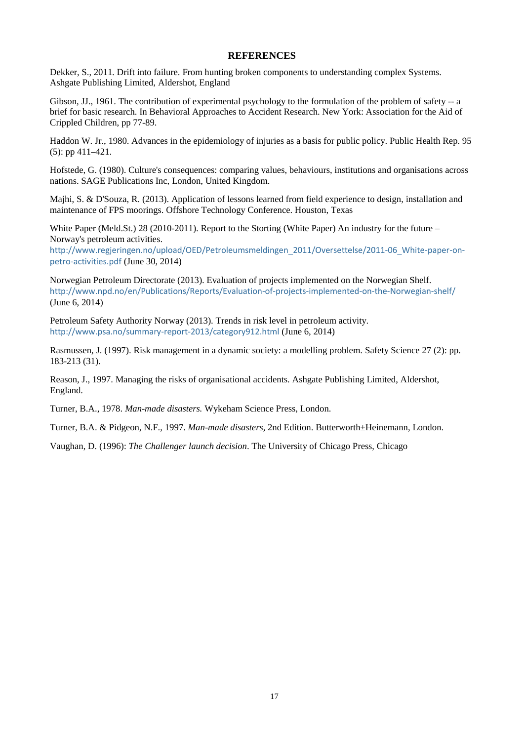# REFERENCES

Dekker, S., 2011. Drift into failure. From hunting broken components to understanding complex Systems. Ashgate Publishing Limited, Aldershot, England

Gibson, JJ., 1961. The contribution of experimental psychology to the formulation of the problem of safety -- a brief for basic research. In Behavioral Approaches to Accident Research. New York: Association for the Aid of Crippled Children, pp 77-89.

Haddon W. Jr., 1980. Advances in the epidemiology of injuries as a basis for public policy. Public Health Rep. 95 (5): pp 411–421.

Hofstede, G. (1980). Culture's consequences: comparing values, behaviours, institutions and organisations across nations. SAGE Publications Inc, London, United Kingdom.

Majhi, S. & D'Souza, R. (2013). Application of lessons learned from field experience to design, installation and maintenance of FPS moorings. Offshore Technology Conference. Houston, Texas

White Paper (Meld.St.) 28 (2010-2011). Report to the Storting (White Paper) An industry for the future – Norway's petroleum activities.
http://www.regjeringen.no/upload/OED/Petroleumsmeldingen_2011/Oversettelse/2011-06_White-paper-on-petro-activities.pdf (June 30, 2014)

Norwegian Petroleum Directorate (2013). Evaluation of projects implemented on the Norwegian Shelf.
http://www.npd.no/en/Publications/Reports/Evaluation-of-projects-implemented-on-the-Norwegian-shelf/ (June 6, 2014)

Petroleum Safety Authority Norway (2013). Trends in risk level in petroleum activity.
http://www.psa.no/summary-report-2013/category912.html (June 6, 2014)

Rasmussen, J. (1997). Risk management in a dynamic society: a modelling problem. Safety Science 27 (2): pp. 183-213 (31).

Reason, J., 1997. Managing the risks of organisational accidents. Ashgate Publishing Limited, Aldershot, England.

Turner, B.A., 1978. *Man-made disasters.* Wykeham Science Press, London.

Turner, B.A. & Pidgeon, N.F., 1997. *Man-made disasters*, 2nd Edition. Butterworth±Heinemann, London.

Vaughan, D. (1996): *The Challenger launch decision*. The University of Chicago Press, Chicago